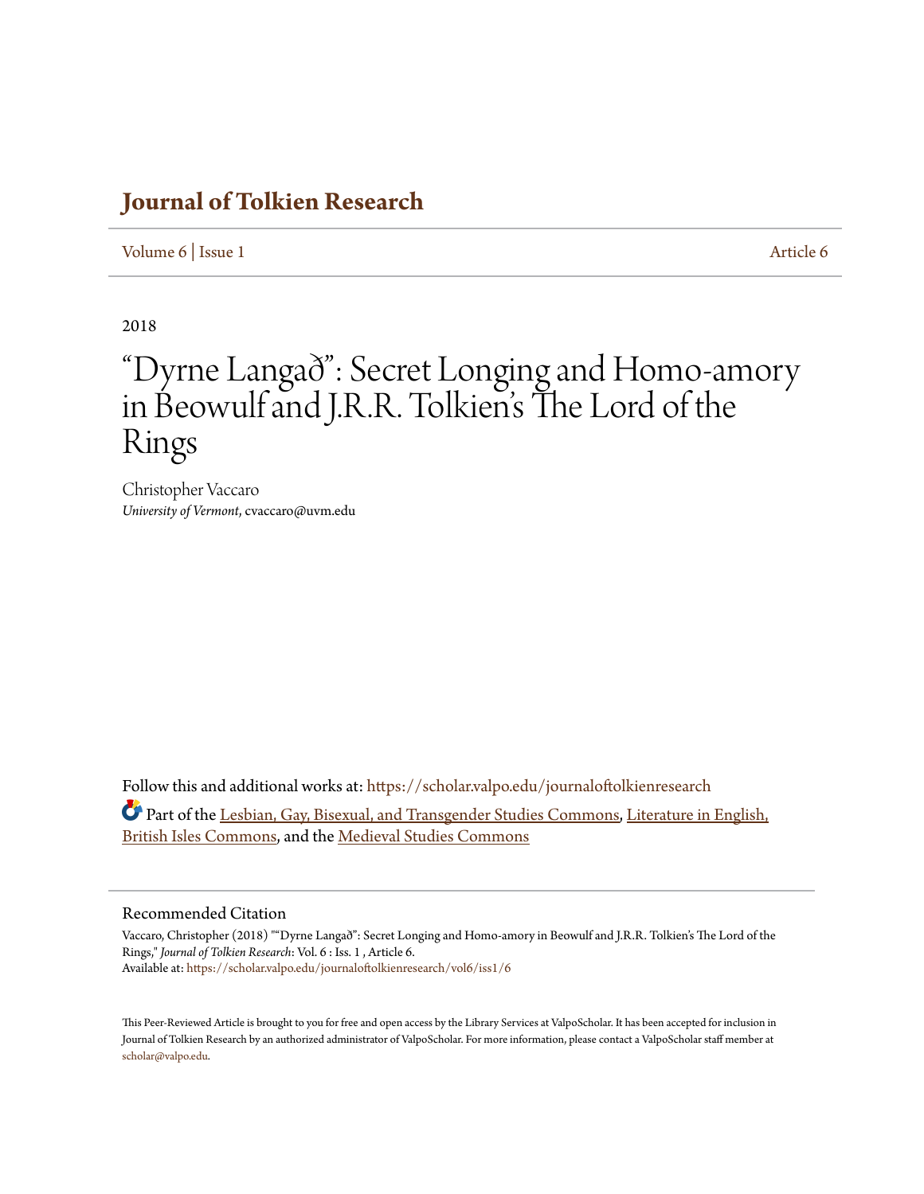# Journal of Tolkien Research

Volume 6 | Issue 1 Article 6

2018

# "Dyrne Langað": Secret Longing and Homo-amory in Beowulf and J.R.R. Tolkien's The Lord of the Rings

Christopher Vaccaro
*University of Vermont*, cvaccaro@uvm.edu

Follow this and additional works at: https://scholar.valpo.edu/journaloftolkienresearch

Part of the Lesbian, Gay, Bisexual, and Transgender Studies Commons, Literature in English, British Isles Commons, and the Medieval Studies Commons

## Recommended Citation

Vaccaro, Christopher (2018) ""Dyrne Langað": Secret Longing and Homo-amory in Beowulf and J.R.R. Tolkien's The Lord of the Rings," *Journal of Tolkien Research*: Vol. 6 : Iss. 1 , Article 6.
Available at: https://scholar.valpo.edu/journaloftolkienresearch/vol6/iss1/6

This Peer-Reviewed Article is brought to you for free and open access by the Library Services at ValpoScholar. It has been accepted for inclusion in Journal of Tolkien Research by an authorized administrator of ValpoScholar. For more information, please contact a ValpoScholar staff member at scholar@valpo.edu.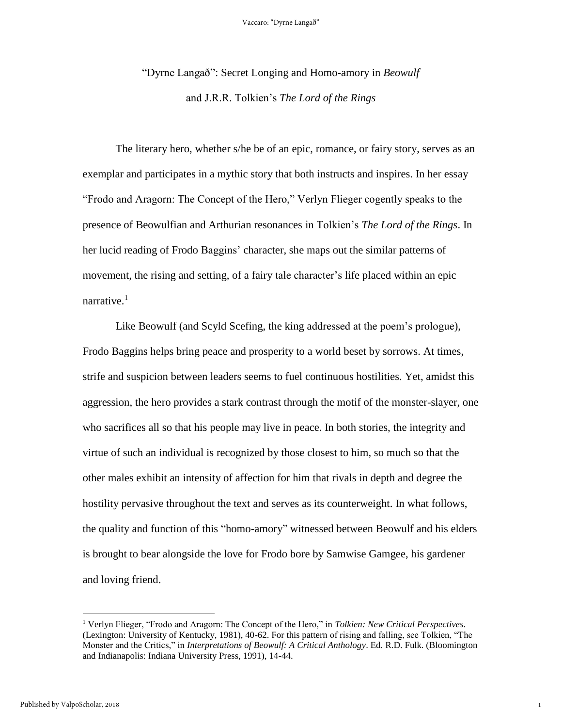# "Dyrne Langað": Secret Longing and Homo-amory in *Beowulf* and J.R.R. Tolkien's *The Lord of the Rings*

The literary hero, whether s/he be of an epic, romance, or fairy story, serves as an exemplar and participates in a mythic story that both instructs and inspires. In her essay "Frodo and Aragorn: The Concept of the Hero," Verlyn Flieger cogently speaks to the presence of Beowulfian and Arthurian resonances in Tolkien's *The Lord of the Rings*. In her lucid reading of Frodo Baggins' character, she maps out the similar patterns of movement, the rising and setting, of a fairy tale character's life placed within an epic narrative.[1]

Like Beowulf (and Scyld Scefing, the king addressed at the poem's prologue), Frodo Baggins helps bring peace and prosperity to a world beset by sorrows. At times, strife and suspicion between leaders seems to fuel continuous hostilities. Yet, amidst this aggression, the hero provides a stark contrast through the motif of the monster-slayer, one who sacrifices all so that his people may live in peace. In both stories, the integrity and virtue of such an individual is recognized by those closest to him, so much so that the other males exhibit an intensity of affection for him that rivals in depth and degree the hostility pervasive throughout the text and serves as its counterweight. In what follows, the quality and function of this "homo-amory" witnessed between Beowulf and his elders is brought to bear alongside the love for Frodo bore by Samwise Gamgee, his gardener and loving friend.

---

[1] Verlyn Flieger, "Frodo and Aragorn: The Concept of the Hero," in *Tolkien: New Critical Perspectives*. (Lexington: University of Kentucky, 1981), 40-62. For this pattern of rising and falling, see Tolkien, "The Monster and the Critics," in *Interpretations of Beowulf: A Critical Anthology*. Ed. R.D. Fulk. (Bloomington and Indianapolis: Indiana University Press, 1991), 14-44.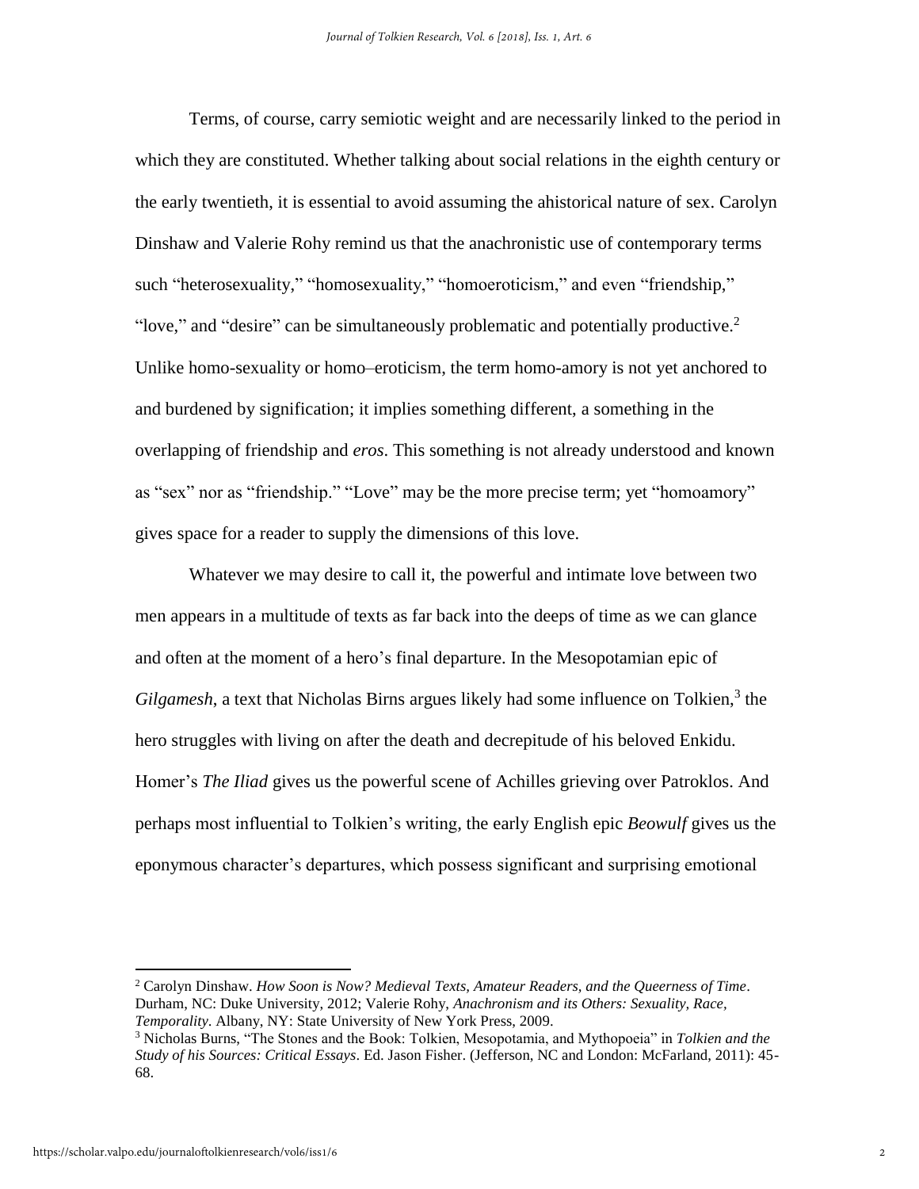Terms, of course, carry semiotic weight and are necessarily linked to the period in which they are constituted. Whether talking about social relations in the eighth century or the early twentieth, it is essential to avoid assuming the ahistorical nature of sex. Carolyn Dinshaw and Valerie Rohy remind us that the anachronistic use of contemporary terms such "heterosexuality," "homosexuality," "homoeroticism," and even "friendship," "love," and "desire" can be simultaneously problematic and potentially productive.[2] Unlike homo-sexuality or homo–eroticism, the term homo-amory is not yet anchored to and burdened by signification; it implies something different, a something in the overlapping of friendship and *eros*. This something is not already understood and known as "sex" nor as "friendship." "Love" may be the more precise term; yet "homoamory" gives space for a reader to supply the dimensions of this love.

Whatever we may desire to call it, the powerful and intimate love between two men appears in a multitude of texts as far back into the deeps of time as we can glance and often at the moment of a hero's final departure. In the Mesopotamian epic of *Gilgamesh*, a text that Nicholas Birns argues likely had some influence on Tolkien,[3] the hero struggles with living on after the death and decrepitude of his beloved Enkidu. Homer's *The Iliad* gives us the powerful scene of Achilles grieving over Patroklos. And perhaps most influential to Tolkien's writing, the early English epic *Beowulf* gives us the eponymous character's departures, which possess significant and surprising emotional

---

[2] Carolyn Dinshaw. *How Soon is Now? Medieval Texts, Amateur Readers, and the Queerness of Time*. Durham, NC: Duke University, 2012; Valerie Rohy, *Anachronism and its Others: Sexuality, Race, Temporality*. Albany, NY: State University of New York Press, 2009.

[3] Nicholas Burns, "The Stones and the Book: Tolkien, Mesopotamia, and Mythopoeia" in *Tolkien and the Study of his Sources: Critical Essays*. Ed. Jason Fisher. (Jefferson, NC and London: McFarland, 2011): 45-68.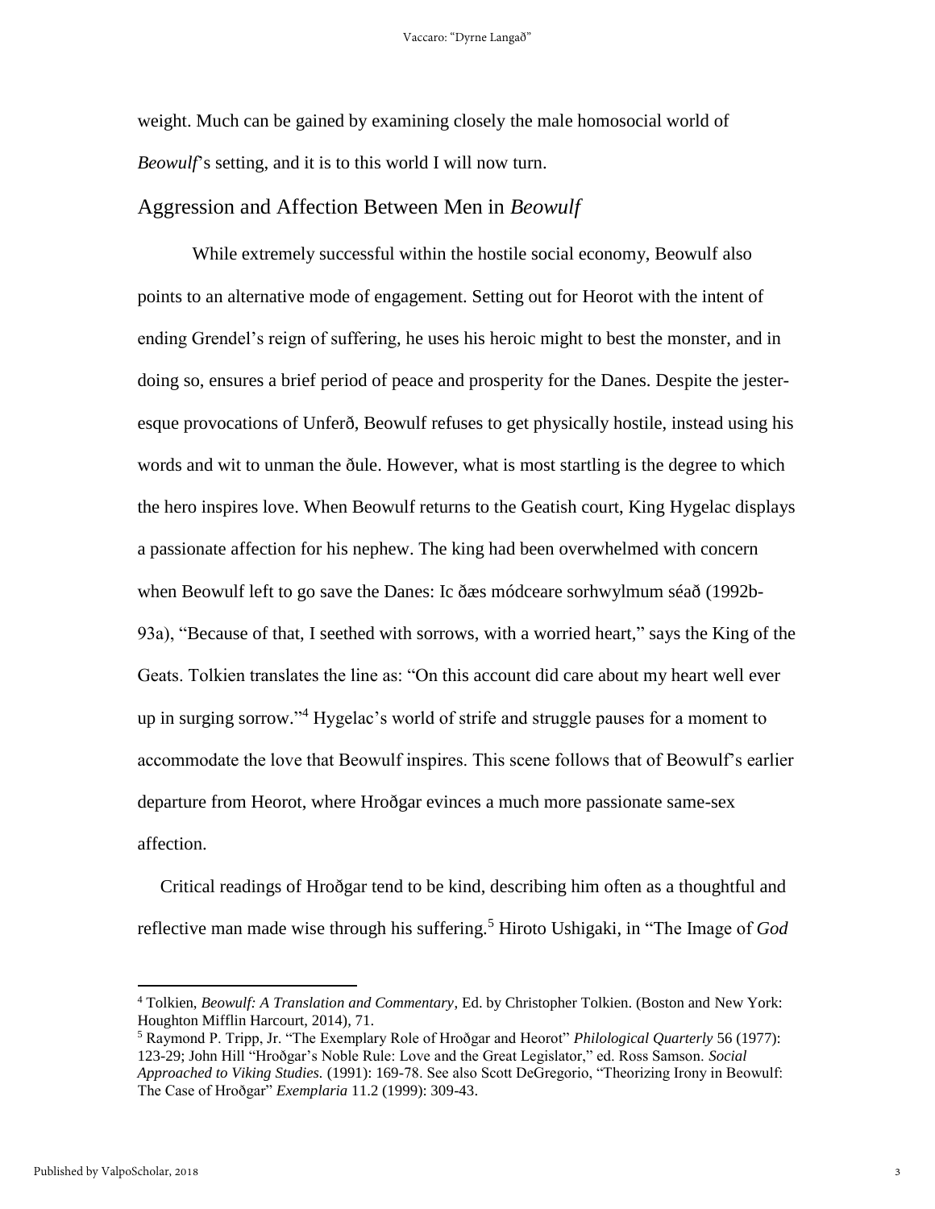weight. Much can be gained by examining closely the male homosocial world of *Beowulf*'s setting, and it is to this world I will now turn.

## Aggression and Affection Between Men in *Beowulf*

While extremely successful within the hostile social economy, Beowulf also points to an alternative mode of engagement. Setting out for Heorot with the intent of ending Grendel's reign of suffering, he uses his heroic might to best the monster, and in doing so, ensures a brief period of peace and prosperity for the Danes. Despite the jester-esque provocations of Unferð, Beowulf refuses to get physically hostile, instead using his words and wit to unman the ðule. However, what is most startling is the degree to which the hero inspires love. When Beowulf returns to the Geatish court, King Hygelac displays a passionate affection for his nephew. The king had been overwhelmed with concern when Beowulf left to go save the Danes: Ic ðæs módceare sorhwylmum séað (1992b-93a), "Because of that, I seethed with sorrows, with a worried heart," says the King of the Geats. Tolkien translates the line as: "On this account did care about my heart well ever up in surging sorrow."[4] Hygelac's world of strife and struggle pauses for a moment to accommodate the love that Beowulf inspires. This scene follows that of Beowulf's earlier departure from Heorot, where Hroðgar evinces a much more passionate same-sex affection.

Critical readings of Hroðgar tend to be kind, describing him often as a thoughtful and reflective man made wise through his suffering.[5] Hiroto Ushigaki, in "The Image of *God*

---

[4] Tolkien, *Beowulf: A Translation and Commentary*, Ed. by Christopher Tolkien. (Boston and New York: Houghton Mifflin Harcourt, 2014), 71.

[5] Raymond P. Tripp, Jr. "The Exemplary Role of Hroðgar and Heorot" *Philological Quarterly* 56 (1977): 123-29; John Hill "Hroðgar's Noble Rule: Love and the Great Legislator," ed. Ross Samson. *Social Approached to Viking Studies.* (1991): 169-78. See also Scott DeGregorio, "Theorizing Irony in Beowulf: The Case of Hroðgar" *Exemplaria* 11.2 (1999): 309-43.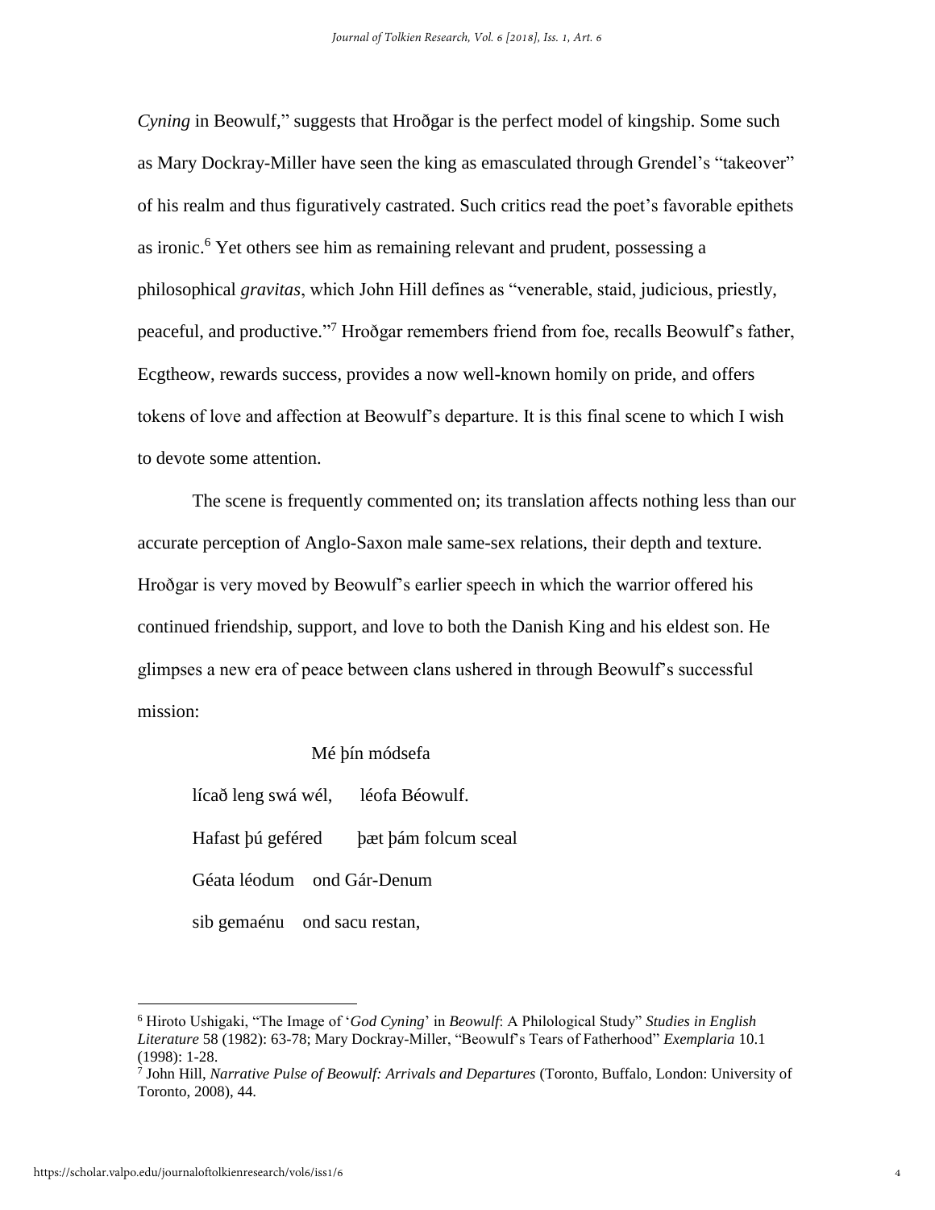*Cyning* in Beowulf," suggests that Hroðgar is the perfect model of kingship. Some such as Mary Dockray-Miller have seen the king as emasculated through Grendel's "takeover" of his realm and thus figuratively castrated. Such critics read the poet's favorable epithets as ironic.[6] Yet others see him as remaining relevant and prudent, possessing a philosophical *gravitas*, which John Hill defines as "venerable, staid, judicious, priestly, peaceful, and productive."[7] Hroðgar remembers friend from foe, recalls Beowulf's father, Ecgtheow, rewards success, provides a now well-known homily on pride, and offers tokens of love and affection at Beowulf's departure. It is this final scene to which I wish to devote some attention.

The scene is frequently commented on; its translation affects nothing less than our accurate perception of Anglo-Saxon male same-sex relations, their depth and texture. Hroðgar is very moved by Beowulf's earlier speech in which the warrior offered his continued friendship, support, and love to both the Danish King and his eldest son. He glimpses a new era of peace between clans ushered in through Beowulf's successful mission:

> Mé þín módsefa
> lícað leng swá wél,  léofa Béowulf.
> Hafast þú geféred  þæt þám folcum sceal
> Géata léodum  ond Gár-Denum
> sib gemaénu  ond sacu restan,

---

[6] Hiroto Ushigaki, "The Image of '*God Cyning*' in *Beowulf*: A Philological Study" *Studies in English Literature* 58 (1982): 63-78; Mary Dockray-Miller, "Beowulf's Tears of Fatherhood" *Exemplaria* 10.1 (1998): 1-28.

[7] John Hill, *Narrative Pulse of Beowulf: Arrivals and Departures* (Toronto, Buffalo, London: University of Toronto, 2008), 44.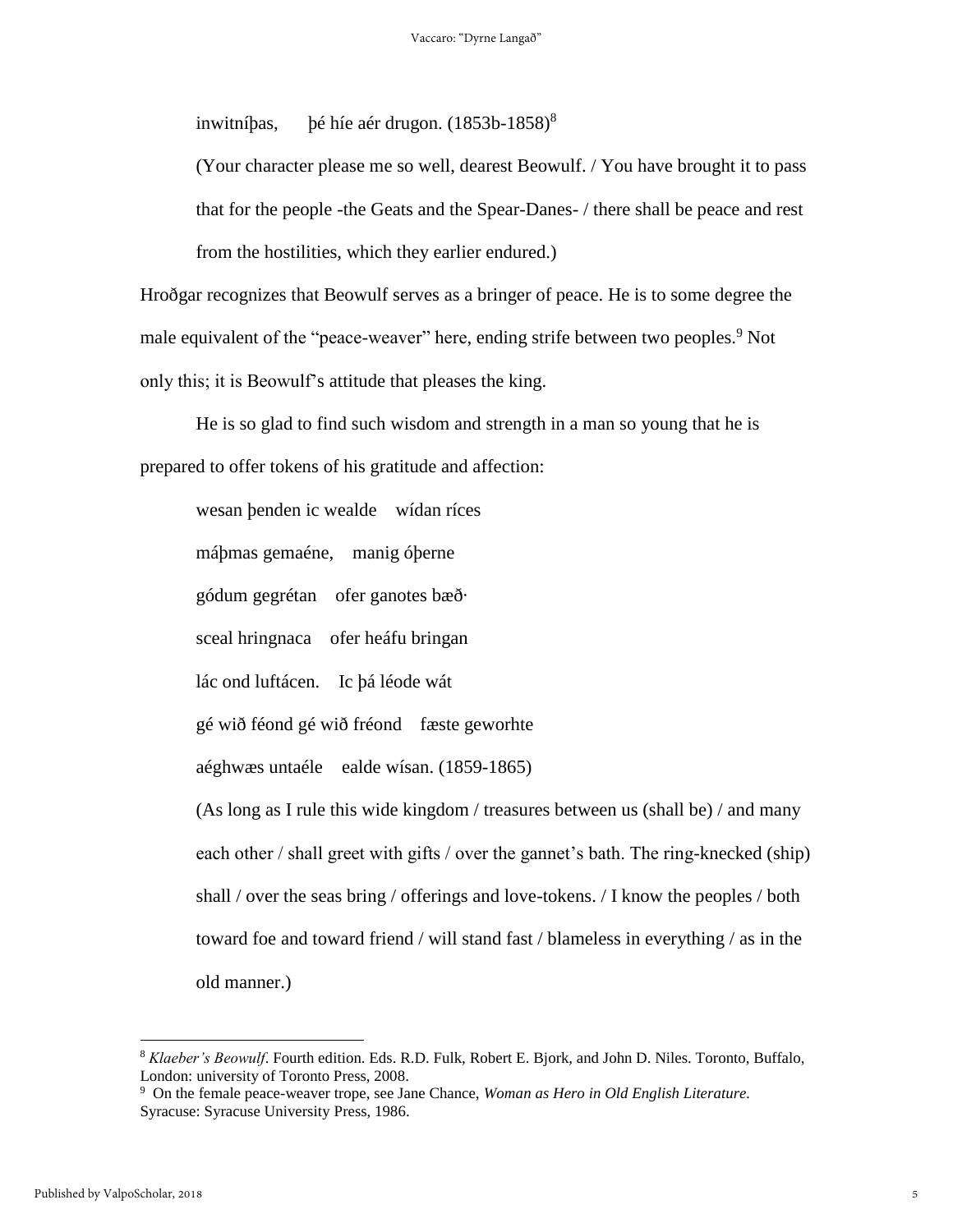inwitníþas,  þé híe aér drugon. (1853b-1858)[8]

(Your character please me so well, dearest Beowulf. / You have brought it to pass that for the people -the Geats and the Spear-Danes- / there shall be peace and rest from the hostilities, which they earlier endured.)

Hroðgar recognizes that Beowulf serves as a bringer of peace. He is to some degree the male equivalent of the "peace-weaver" here, ending strife between two peoples.[9] Not only this; it is Beowulf's attitude that pleases the king.

He is so glad to find such wisdom and strength in a man so young that he is prepared to offer tokens of his gratitude and affection:

wesan þenden ic wealde  wídan ríces

máþmas gemaéne,  manig óþerne

gódum gegrétan  ofer ganotes bæð·

sceal hringnaca  ofer heáfu bringan

lác ond luftácen.  Ic þá léode wát

gé wið féond gé wið fréond  fæste geworhte

aéghwæs untaéle  ealde wísan. (1859-1865)

(As long as I rule this wide kingdom / treasures between us (shall be) / and many each other / shall greet with gifts / over the gannet's bath. The ring-knecked (ship) shall / over the seas bring / offerings and love-tokens. / I know the peoples / both toward foe and toward friend / will stand fast / blameless in everything / as in the old manner.)

---

[8] *Klaeber's Beowulf*. Fourth edition. Eds. R.D. Fulk, Robert E. Bjork, and John D. Niles. Toronto, Buffalo, London: university of Toronto Press, 2008.

[9] On the female peace-weaver trope, see Jane Chance, *Woman as Hero in Old English Literature.* Syracuse: Syracuse University Press, 1986.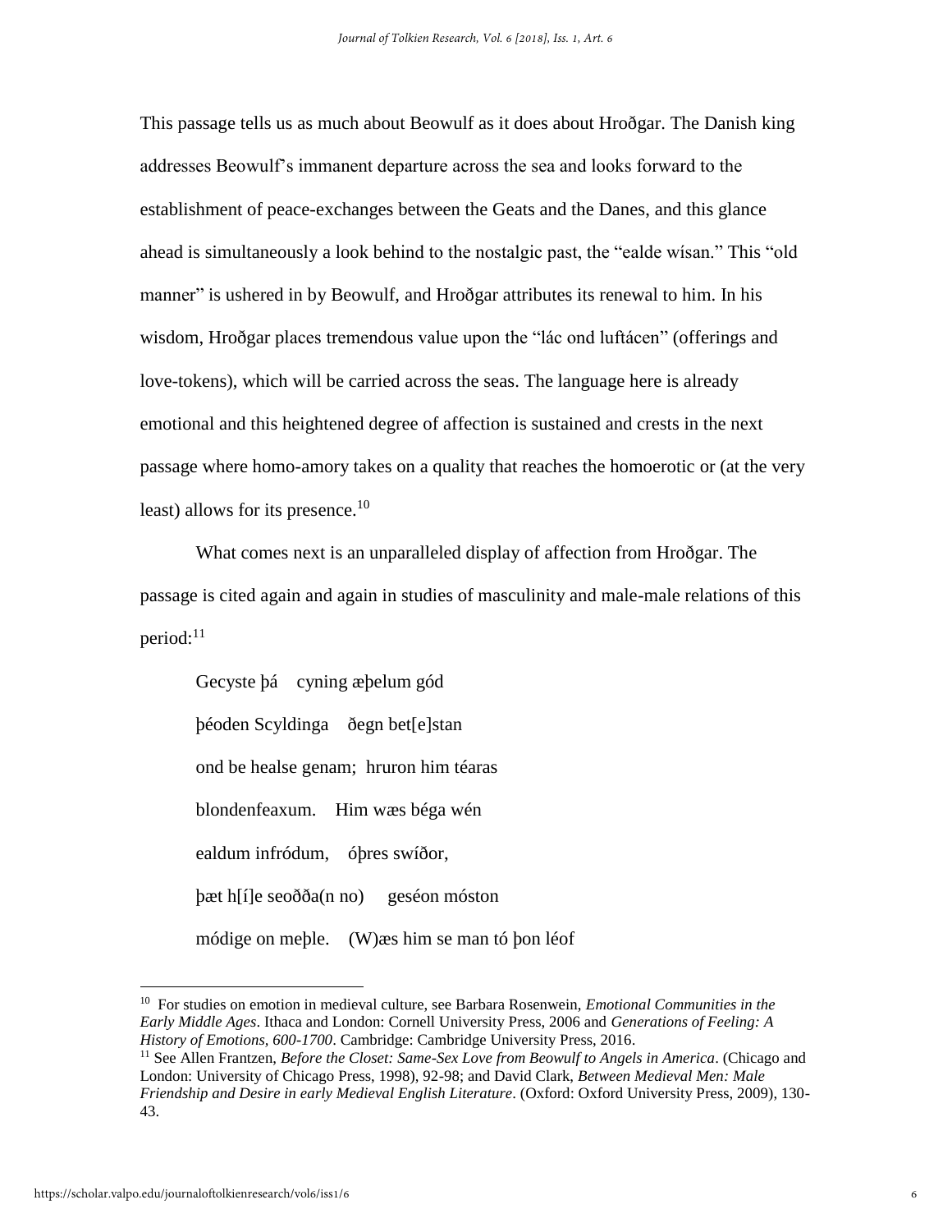This passage tells us as much about Beowulf as it does about Hroðgar. The Danish king addresses Beowulf's immanent departure across the sea and looks forward to the establishment of peace-exchanges between the Geats and the Danes, and this glance ahead is simultaneously a look behind to the nostalgic past, the "ealde wísan." This "old manner" is ushered in by Beowulf, and Hroðgar attributes its renewal to him. In his wisdom, Hroðgar places tremendous value upon the "lác ond luftácen" (offerings and love-tokens), which will be carried across the seas. The language here is already emotional and this heightened degree of affection is sustained and crests in the next passage where homo-amory takes on a quality that reaches the homoerotic or (at the very least) allows for its presence.[10]

What comes next is an unparalleled display of affection from Hroðgar. The passage is cited again and again in studies of masculinity and male-male relations of this period:[11]

> Gecyste þá cyning æþelum gód
> þéoden Scyldinga ðegn bet[e]stan
> ond be healse genam; hruron him téaras
> blondenfeaxum. Him wæs béga wén
> ealdum infródum, óþres swíðor,
> þæt h[í]e seoðða(n no) geséon móston
> módige on meþle. (W)æs him se man tó þon léof

---

[10] For studies on emotion in medieval culture, see Barbara Rosenwein, *Emotional Communities in the Early Middle Ages*. Ithaca and London: Cornell University Press, 2006 and *Generations of Feeling: A History of Emotions, 600-1700*. Cambridge: Cambridge University Press, 2016.

[11] See Allen Frantzen, *Before the Closet: Same-Sex Love from Beowulf to Angels in America*. (Chicago and London: University of Chicago Press, 1998), 92-98; and David Clark, *Between Medieval Men: Male Friendship and Desire in early Medieval English Literature*. (Oxford: Oxford University Press, 2009), 130-43.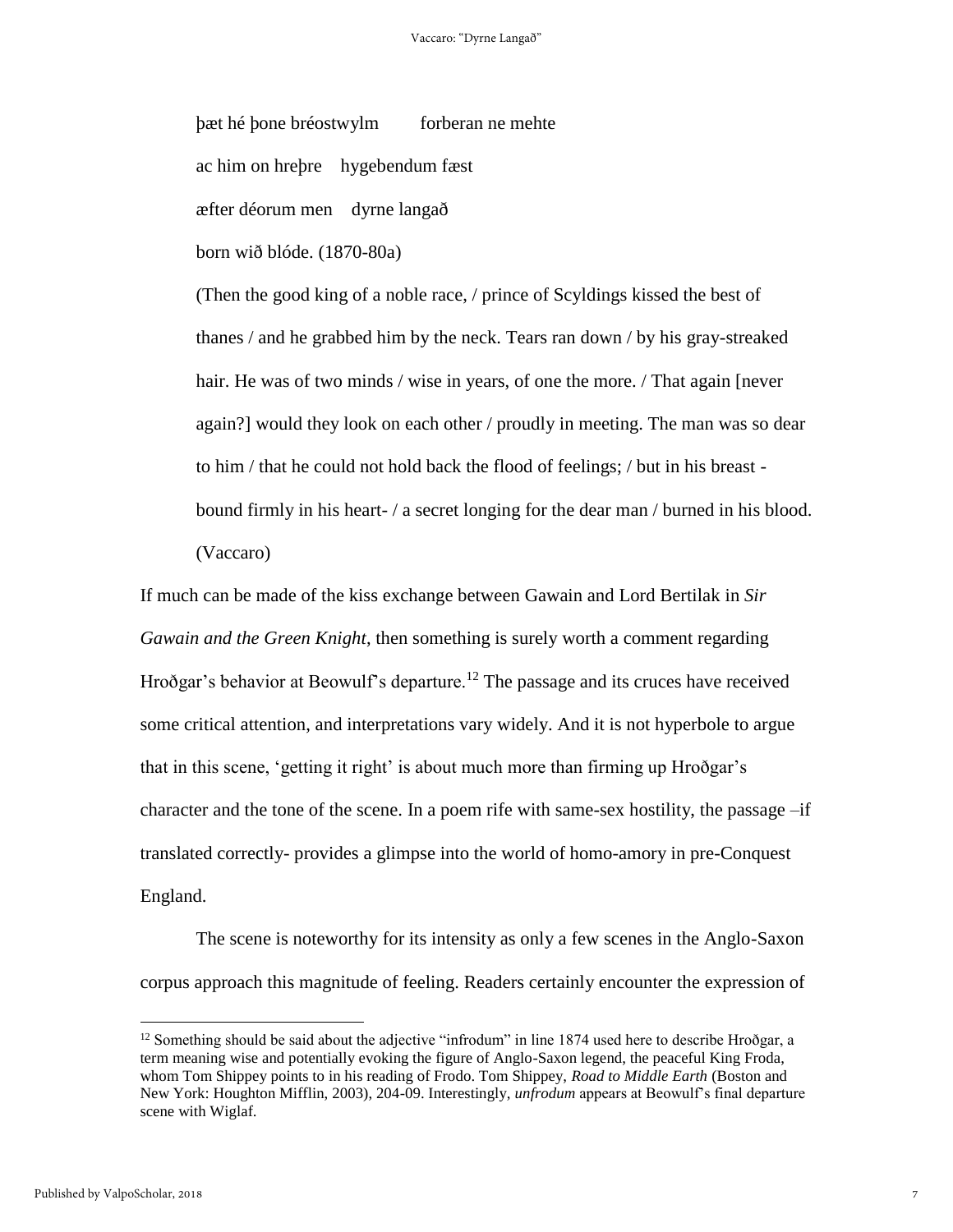þæt hé þone bréostwylm forberan ne mehte

ac him on hreþre hygebendum fæst

æfter déorum men dyrne langað

born wið blóde. (1870-80a)

(Then the good king of a noble race, / prince of Scyldings kissed the best of thanes / and he grabbed him by the neck. Tears ran down / by his gray-streaked hair. He was of two minds / wise in years, of one the more. / That again [never again?] would they look on each other / proudly in meeting. The man was so dear to him / that he could not hold back the flood of feelings; / but in his breast - bound firmly in his heart- / a secret longing for the dear man / burned in his blood. (Vaccaro)

If much can be made of the kiss exchange between Gawain and Lord Bertilak in *Sir Gawain and the Green Knight*, then something is surely worth a comment regarding Hroðgar's behavior at Beowulf's departure.[12] The passage and its cruces have received some critical attention, and interpretations vary widely. And it is not hyperbole to argue that in this scene, 'getting it right' is about much more than firming up Hroðgar's character and the tone of the scene. In a poem rife with same-sex hostility, the passage –if translated correctly- provides a glimpse into the world of homo-amory in pre-Conquest England.

The scene is noteworthy for its intensity as only a few scenes in the Anglo-Saxon corpus approach this magnitude of feeling. Readers certainly encounter the expression of

[12] Something should be said about the adjective "infrodum" in line 1874 used here to describe Hroðgar, a term meaning wise and potentially evoking the figure of Anglo-Saxon legend, the peaceful King Froda, whom Tom Shippey points to in his reading of Frodo. Tom Shippey, *Road to Middle Earth* (Boston and New York: Houghton Mifflin, 2003), 204-09. Interestingly, *unfrodum* appears at Beowulf's final departure scene with Wiglaf.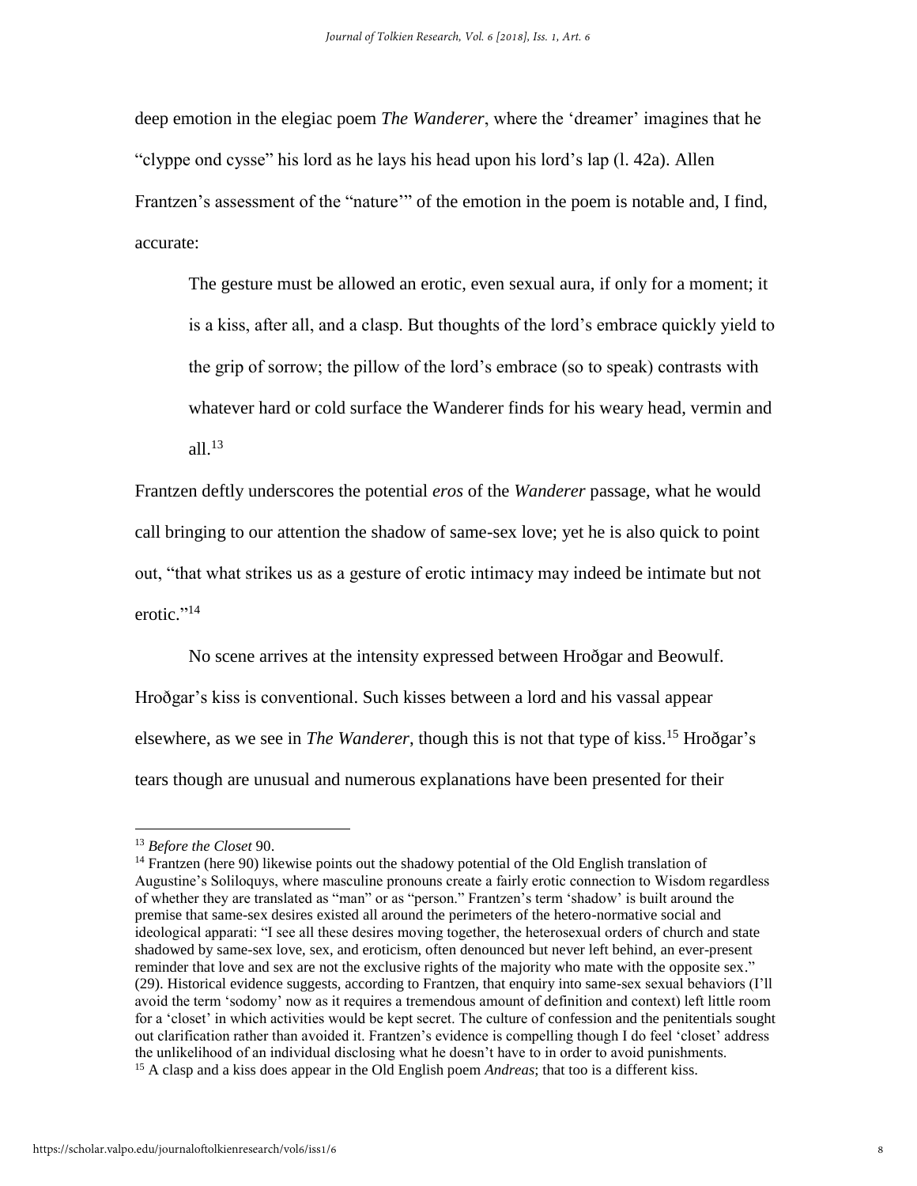deep emotion in the elegiac poem *The Wanderer*, where the 'dreamer' imagines that he "clyppe ond cysse" his lord as he lays his head upon his lord's lap (l. 42a). Allen Frantzen's assessment of the "nature'" of the emotion in the poem is notable and, I find, accurate:

> The gesture must be allowed an erotic, even sexual aura, if only for a moment; it is a kiss, after all, and a clasp. But thoughts of the lord's embrace quickly yield to the grip of sorrow; the pillow of the lord's embrace (so to speak) contrasts with whatever hard or cold surface the Wanderer finds for his weary head, vermin and all.[13]

Frantzen deftly underscores the potential *eros* of the *Wanderer* passage, what he would call bringing to our attention the shadow of same-sex love; yet he is also quick to point out, "that what strikes us as a gesture of erotic intimacy may indeed be intimate but not erotic."[14]

No scene arrives at the intensity expressed between Hroðgar and Beowulf. Hroðgar's kiss is conventional. Such kisses between a lord and his vassal appear elsewhere, as we see in *The Wanderer*, though this is not that type of kiss.[15] Hroðgar's tears though are unusual and numerous explanations have been presented for their

---

[13] *Before the Closet* 90.

[14] Frantzen (here 90) likewise points out the shadowy potential of the Old English translation of Augustine's Soliloquys, where masculine pronouns create a fairly erotic connection to Wisdom regardless of whether they are translated as "man" or as "person." Frantzen's term 'shadow' is built around the premise that same-sex desires existed all around the perimeters of the hetero-normative social and ideological apparati: "I see all these desires moving together, the heterosexual orders of church and state shadowed by same-sex love, sex, and eroticism, often denounced but never left behind, an ever-present reminder that love and sex are not the exclusive rights of the majority who mate with the opposite sex." (29). Historical evidence suggests, according to Frantzen, that enquiry into same-sex sexual behaviors (I'll avoid the term 'sodomy' now as it requires a tremendous amount of definition and context) left little room for a 'closet' in which activities would be kept secret. The culture of confession and the penitentials sought out clarification rather than avoided it. Frantzen's evidence is compelling though I do feel 'closet' address the unlikelihood of an individual disclosing what he doesn't have to in order to avoid punishments.

[15] A clasp and a kiss does appear in the Old English poem *Andreas*; that too is a different kiss.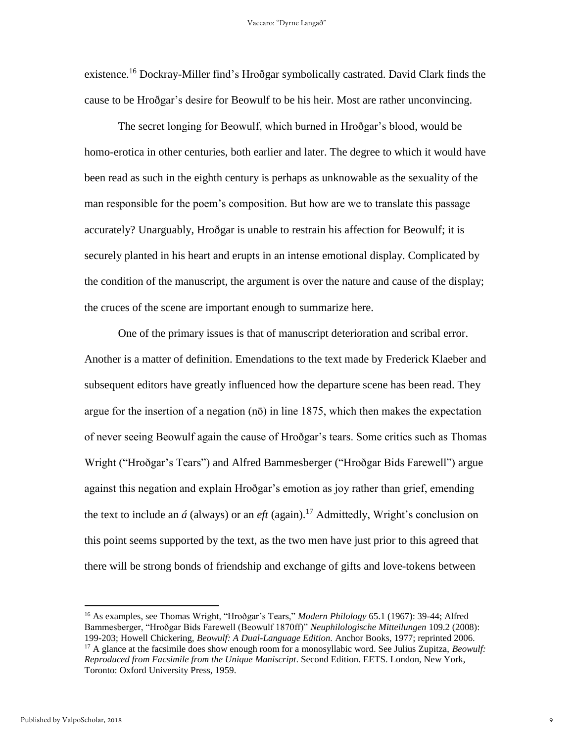existence.[16] Dockray-Miller find's Hroðgar symbolically castrated. David Clark finds the cause to be Hroðgar's desire for Beowulf to be his heir. Most are rather unconvincing.

The secret longing for Beowulf, which burned in Hroðgar's blood, would be homo-erotica in other centuries, both earlier and later. The degree to which it would have been read as such in the eighth century is perhaps as unknowable as the sexuality of the man responsible for the poem's composition. But how are we to translate this passage accurately? Unarguably, Hroðgar is unable to restrain his affection for Beowulf; it is securely planted in his heart and erupts in an intense emotional display. Complicated by the condition of the manuscript, the argument is over the nature and cause of the display; the cruces of the scene are important enough to summarize here.

One of the primary issues is that of manuscript deterioration and scribal error. Another is a matter of definition. Emendations to the text made by Frederick Klaeber and subsequent editors have greatly influenced how the departure scene has been read. They argue for the insertion of a negation (nō) in line 1875, which then makes the expectation of never seeing Beowulf again the cause of Hroðgar's tears. Some critics such as Thomas Wright ("Hroðgar's Tears") and Alfred Bammesberger ("Hroðgar Bids Farewell") argue against this negation and explain Hroðgar's emotion as joy rather than grief, emending the text to include an *á* (always) or an *eft* (again).[17] Admittedly, Wright's conclusion on this point seems supported by the text, as the two men have just prior to this agreed that there will be strong bonds of friendship and exchange of gifts and love-tokens between

---

[16] As examples, see Thomas Wright, "Hroðgar's Tears," *Modern Philology* 65.1 (1967): 39-44; Alfred Bammesberger, "Hroðgar Bids Farewell (Beowulf 1870ff)" *Neuphilologische Mitteilungen* 109.2 (2008): 199-203; Howell Chickering, *Beowulf: A Dual-Language Edition.* Anchor Books, 1977; reprinted 2006.

[17] A glance at the facsimile does show enough room for a monosyllabic word. See Julius Zupitza, *Beowulf: Reproduced from Facsimile from the Unique Maniscript*. Second Edition. EETS. London, New York, Toronto: Oxford University Press, 1959.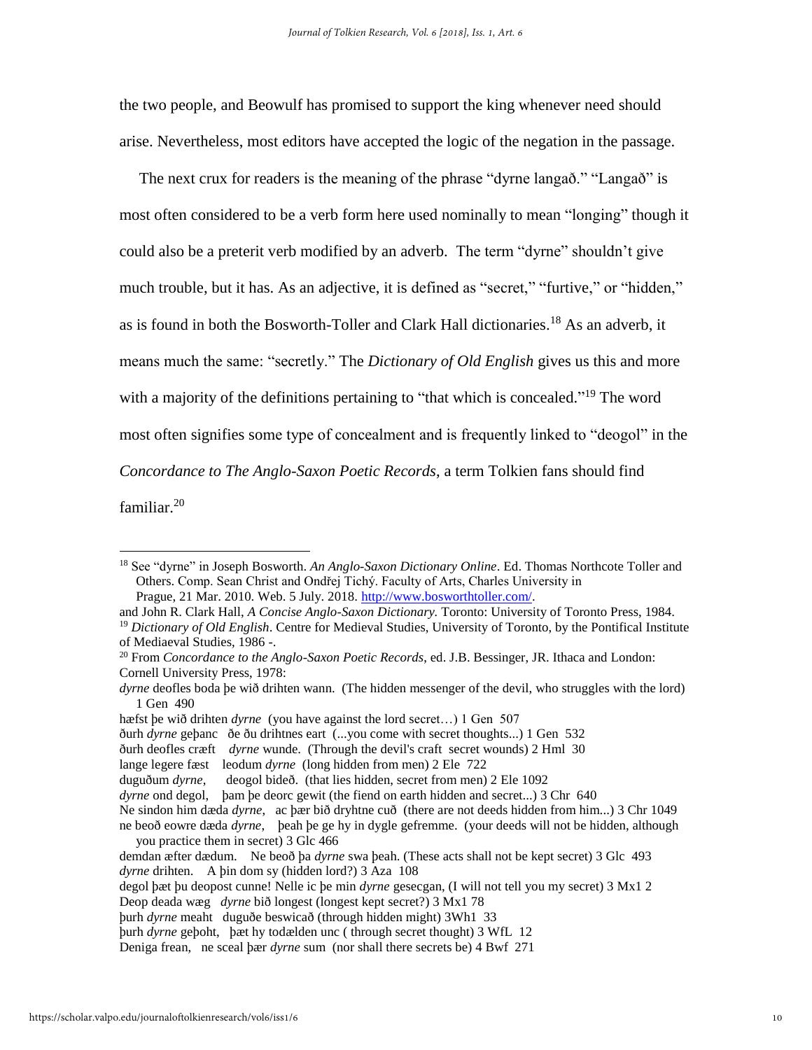the two people, and Beowulf has promised to support the king whenever need should arise. Nevertheless, most editors have accepted the logic of the negation in the passage.

The next crux for readers is the meaning of the phrase "dyrne langað." "Langað" is most often considered to be a verb form here used nominally to mean "longing" though it could also be a preterit verb modified by an adverb. The term "dyrne" shouldn't give much trouble, but it has. As an adjective, it is defined as "secret," "furtive," or "hidden," as is found in both the Bosworth-Toller and Clark Hall dictionaries.[18] As an adverb, it means much the same: "secretly." The *Dictionary of Old English* gives us this and more with a majority of the definitions pertaining to "that which is concealed."[19] The word most often signifies some type of concealment and is frequently linked to "deogol" in the *Concordance to The Anglo-Saxon Poetic Records*, a term Tolkien fans should find familiar.[20]

---

[18] See "dyrne" in Joseph Bosworth. *An Anglo-Saxon Dictionary Online*. Ed. Thomas Northcote Toller and Others. Comp. Sean Christ and Ondřej Tichý. Faculty of Arts, Charles University in Prague, 21 Mar. 2010. Web. 5 July. 2018. http://www.bosworthtoller.com/.
and John R. Clark Hall, *A Concise Anglo-Saxon Dictionary.* Toronto: University of Toronto Press, 1984.

[19] *Dictionary of Old English*. Centre for Medieval Studies, University of Toronto, by the Pontifical Institute of Mediaeval Studies, 1986 -.

[20] From *Concordance to the Anglo-Saxon Poetic Records*, ed. J.B. Bessinger, JR. Ithaca and London: Cornell University Press, 1978:

*dyrne* deofles boda þe wið drihten wann. (The hidden messenger of the devil, who struggles with the lord) 1 Gen 490
hæfst þe wið drihten *dyrne* (you have against the lord secret…) 1 Gen 507
ðurh *dyrne* geþanc ðe ðu drihtnes eart (...you come with secret thoughts...) 1 Gen 532
ðurh deofles cræft *dyrne* wunde. (Through the devil's craft secret wounds) 2 Hml 30
lange legere fæst leodum *dyrne* (long hidden from men) 2 Ele 722
duguðum *dyrne*, deogol bideð. (that lies hidden, secret from men) 2 Ele 1092
*dyrne* ond degol, þam þe deorc gewit (the fiend on earth hidden and secret...) 3 Chr 640
Ne sindon him dæda *dyrne*, ac þær bið dryhtne cuð (there are not deeds hidden from him...) 3 Chr 1049
ne beoð eowre dæda *dyrne*, þeah þe ge hy in dygle gefremme. (your deeds will not be hidden, although you practice them in secret) 3 Glc 466
demdan æfter dædum. Ne beoð þa *dyrne* swa þeah. (These acts shall not be kept secret) 3 Glc 493
*dyrne* drihten. A þin dom sy (hidden lord?) 3 Aza 108
degol þæt þu deopost cunne! Nelle ic þe min *dyrne* gesecgan, (I will not tell you my secret) 3 Mx1 2
Deop deada wæg *dyrne* bið longest (longest kept secret?) 3 Mx1 78
þurh *dyrne* meaht duguðe beswicað (through hidden might) 3Wh1 33
þurh *dyrne* geþoht, þæt hy todælden unc ( through secret thought) 3 WfL 12
Deniga frean, ne sceal þær *dyrne* sum (nor shall there secrets be) 4 Bwf 271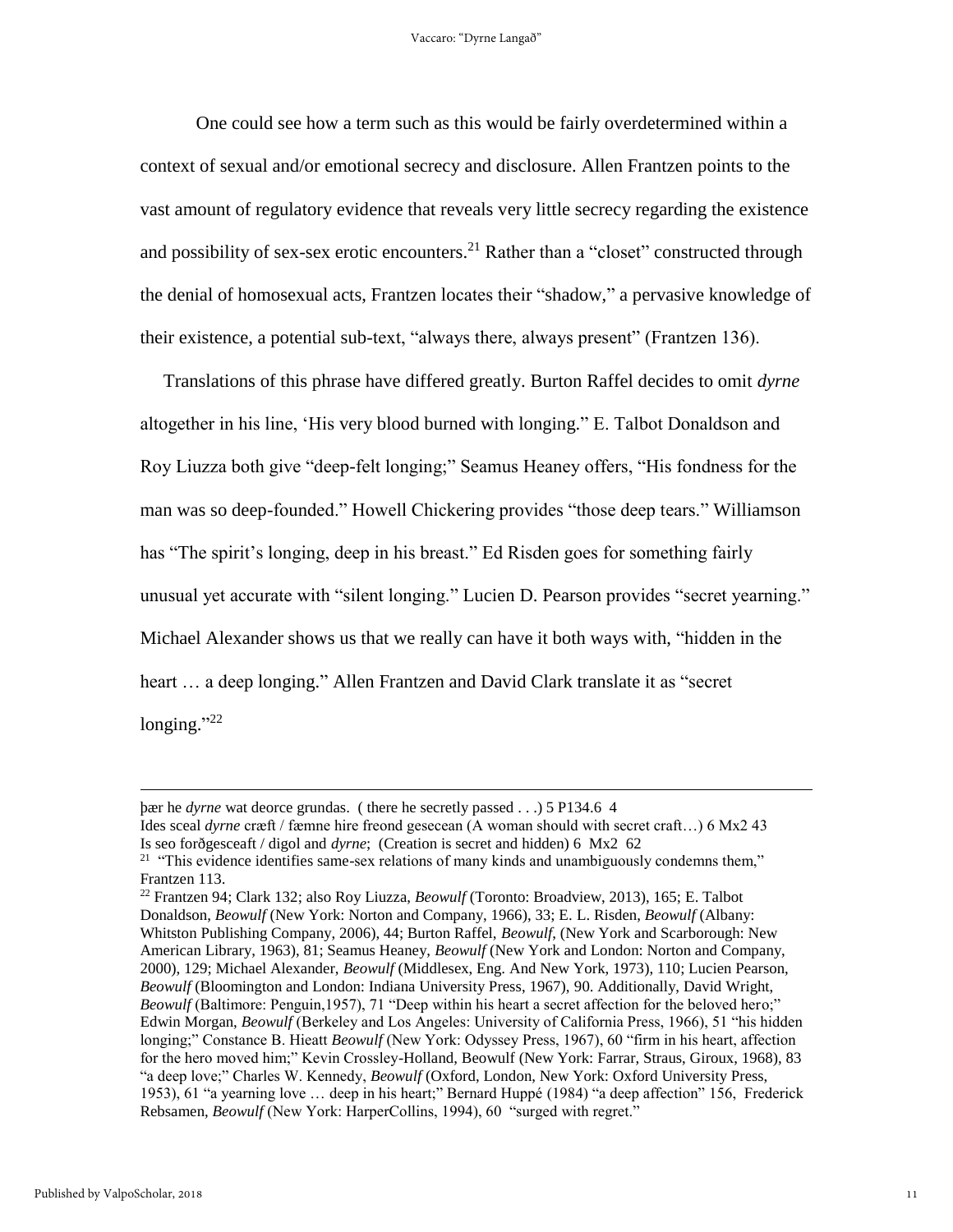One could see how a term such as this would be fairly overdetermined within a context of sexual and/or emotional secrecy and disclosure. Allen Frantzen points to the vast amount of regulatory evidence that reveals very little secrecy regarding the existence and possibility of sex-sex erotic encounters.[21] Rather than a "closet" constructed through the denial of homosexual acts, Frantzen locates their "shadow," a pervasive knowledge of their existence, a potential sub-text, "always there, always present" (Frantzen 136).

Translations of this phrase have differed greatly. Burton Raffel decides to omit *dyrne* altogether in his line, 'His very blood burned with longing." E. Talbot Donaldson and Roy Liuzza both give "deep-felt longing;" Seamus Heaney offers, "His fondness for the man was so deep-founded." Howell Chickering provides "those deep tears." Williamson has "The spirit's longing, deep in his breast." Ed Risden goes for something fairly unusual yet accurate with "silent longing." Lucien D. Pearson provides "secret yearning." Michael Alexander shows us that we really can have it both ways with, "hidden in the heart … a deep longing." Allen Frantzen and David Clark translate it as "secret longing."[22]

---

þær he *dyrne* wat deorce grundas. ( there he secretly passed . . .) 5 P134.6 4
Ides sceal *dyrne* cræft / fæmne hire freond gesecean (A woman should with secret craft…) 6 Mx2 43
Is seo forðgesceaft / digol and *dyrne*; (Creation is secret and hidden) 6 Mx2 62

[21] "This evidence identifies same-sex relations of many kinds and unambiguously condemns them," Frantzen 113.

[22] Frantzen 94; Clark 132; also Roy Liuzza, *Beowulf* (Toronto: Broadview, 2013), 165; E. Talbot Donaldson, *Beowulf* (New York: Norton and Company, 1966), 33; E. L. Risden, *Beowulf* (Albany: Whitston Publishing Company, 2006), 44; Burton Raffel, *Beowulf*, (New York and Scarborough: New American Library, 1963), 81; Seamus Heaney, *Beowulf* (New York and London: Norton and Company, 2000), 129; Michael Alexander, *Beowulf* (Middlesex, Eng. And New York, 1973), 110; Lucien Pearson, *Beowulf* (Bloomington and London: Indiana University Press, 1967), 90. Additionally, David Wright, *Beowulf* (Baltimore: Penguin,1957), 71 "Deep within his heart a secret affection for the beloved hero;" Edwin Morgan, *Beowulf* (Berkeley and Los Angeles: University of California Press, 1966), 51 "his hidden longing;" Constance B. Hieatt *Beowulf* (New York: Odyssey Press, 1967), 60 "firm in his heart, affection for the hero moved him;" Kevin Crossley-Holland, Beowulf (New York: Farrar, Straus, Giroux, 1968), 83 "a deep love;" Charles W. Kennedy, *Beowulf* (Oxford, London, New York: Oxford University Press, 1953), 61 "a yearning love … deep in his heart;" Bernard Huppé (1984) "a deep affection" 156, Frederick Rebsamen, *Beowulf* (New York: HarperCollins, 1994), 60 "surged with regret."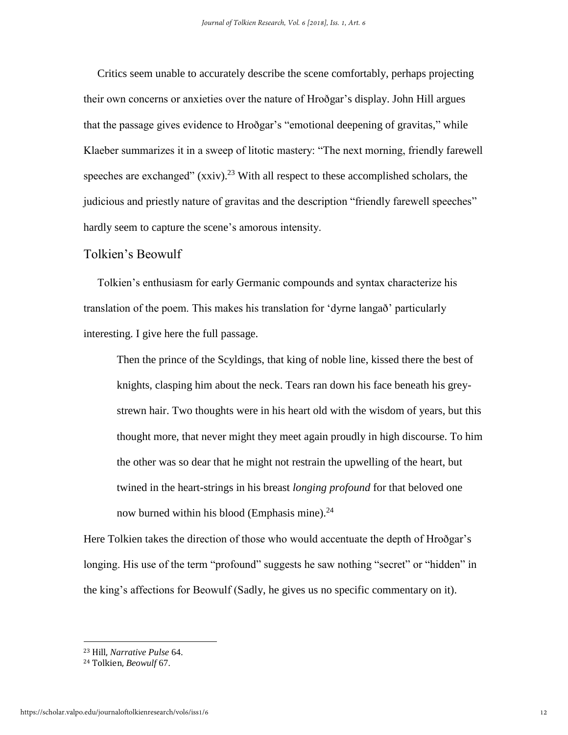Critics seem unable to accurately describe the scene comfortably, perhaps projecting their own concerns or anxieties over the nature of Hroðgar's display. John Hill argues that the passage gives evidence to Hroðgar's "emotional deepening of gravitas," while Klaeber summarizes it in a sweep of litotic mastery: "The next morning, friendly farewell speeches are exchanged" (xxiv).[23] With all respect to these accomplished scholars, the judicious and priestly nature of gravitas and the description "friendly farewell speeches" hardly seem to capture the scene's amorous intensity.

## Tolkien's Beowulf

Tolkien's enthusiasm for early Germanic compounds and syntax characterize his translation of the poem. This makes his translation for 'dyrne langað' particularly interesting. I give here the full passage.

> Then the prince of the Scyldings, that king of noble line, kissed there the best of knights, clasping him about the neck. Tears ran down his face beneath his grey-strewn hair. Two thoughts were in his heart old with the wisdom of years, but this thought more, that never might they meet again proudly in high discourse. To him the other was so dear that he might not restrain the upwelling of the heart, but twined in the heart-strings in his breast *longing profound* for that beloved one now burned within his blood (Emphasis mine).[24]

Here Tolkien takes the direction of those who would accentuate the depth of Hroðgar's longing. His use of the term "profound" suggests he saw nothing "secret" or "hidden" in the king's affections for Beowulf (Sadly, he gives us no specific commentary on it).

---

[23] Hill, *Narrative Pulse* 64.

[24] Tolkien, *Beowulf* 67.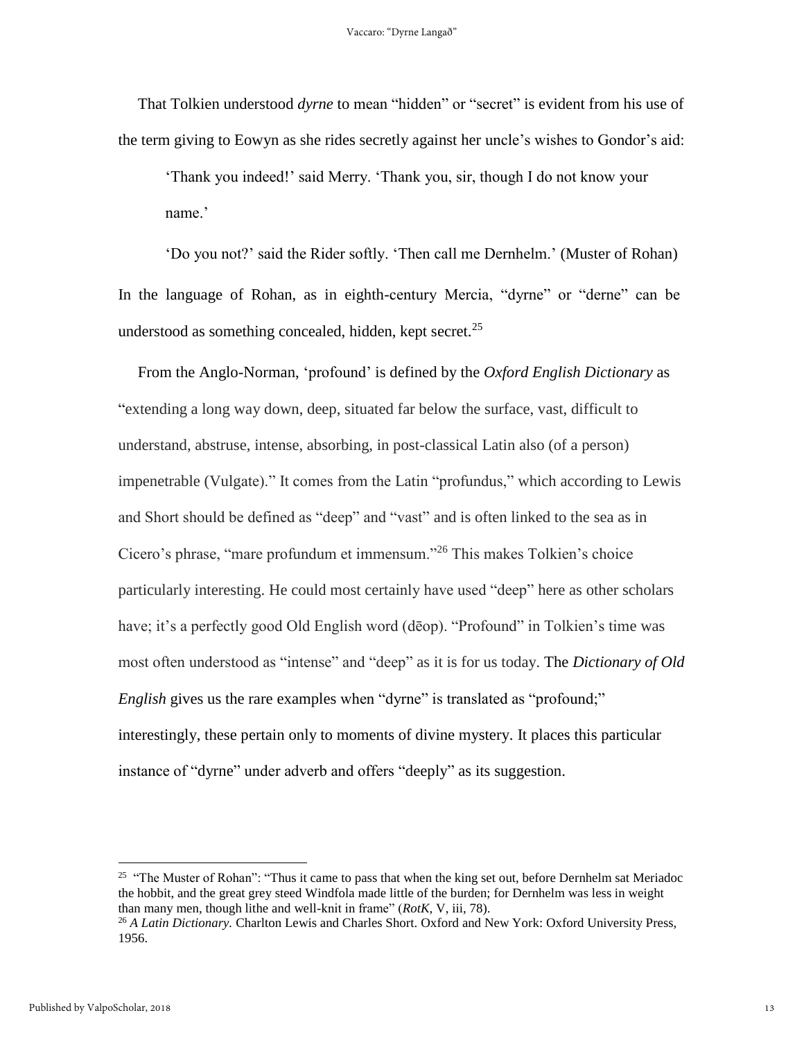That Tolkien understood *dyrne* to mean "hidden" or "secret" is evident from his use of the term giving to Eowyn as she rides secretly against her uncle's wishes to Gondor's aid:

> 'Thank you indeed!' said Merry. 'Thank you, sir, though I do not know your name.'
>
> 'Do you not?' said the Rider softly. 'Then call me Dernhelm.' (Muster of Rohan)

In the language of Rohan, as in eighth-century Mercia, "dyrne" or "derne" can be understood as something concealed, hidden, kept secret.[25]

From the Anglo-Norman, 'profound' is defined by the *Oxford English Dictionary* as "extending a long way down, deep, situated far below the surface, vast, difficult to understand, abstruse, intense, absorbing, in post-classical Latin also (of a person) impenetrable (Vulgate)." It comes from the Latin "profundus," which according to Lewis and Short should be defined as "deep" and "vast" and is often linked to the sea as in Cicero's phrase, "mare profundum et immensum."[26] This makes Tolkien's choice particularly interesting. He could most certainly have used "deep" here as other scholars have; it's a perfectly good Old English word (dēop). "Profound" in Tolkien's time was most often understood as "intense" and "deep" as it is for us today. The *Dictionary of Old English* gives us the rare examples when "dyrne" is translated as "profound;" interestingly, these pertain only to moments of divine mystery. It places this particular instance of "dyrne" under adverb and offers "deeply" as its suggestion.

---

[25] "The Muster of Rohan": "Thus it came to pass that when the king set out, before Dernhelm sat Meriadoc the hobbit, and the great grey steed Windfola made little of the burden; for Dernhelm was less in weight than many men, though lithe and well-knit in frame" (*RotK*, V, iii, 78).

[26] *A Latin Dictionary.* Charlton Lewis and Charles Short. Oxford and New York: Oxford University Press, 1956.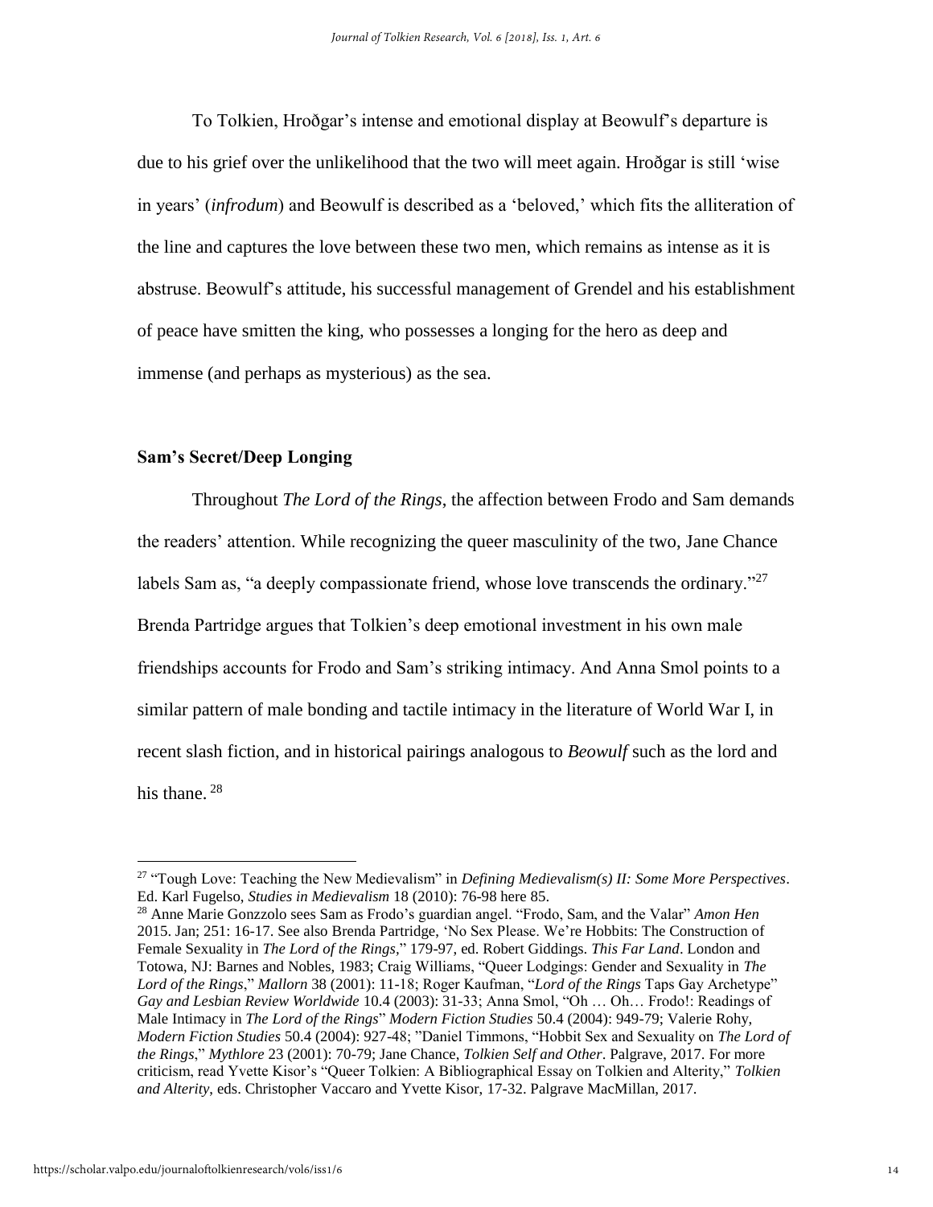To Tolkien, Hroðgar's intense and emotional display at Beowulf's departure is due to his grief over the unlikelihood that the two will meet again. Hroðgar is still 'wise in years' (*infrodum*) and Beowulf is described as a 'beloved,' which fits the alliteration of the line and captures the love between these two men, which remains as intense as it is abstruse. Beowulf's attitude, his successful management of Grendel and his establishment of peace have smitten the king, who possesses a longing for the hero as deep and immense (and perhaps as mysterious) as the sea.

**Sam's Secret/Deep Longing**

Throughout *The Lord of the Rings*, the affection between Frodo and Sam demands the readers' attention. While recognizing the queer masculinity of the two, Jane Chance labels Sam as, "a deeply compassionate friend, whose love transcends the ordinary."[27] Brenda Partridge argues that Tolkien's deep emotional investment in his own male friendships accounts for Frodo and Sam's striking intimacy. And Anna Smol points to a similar pattern of male bonding and tactile intimacy in the literature of World War I, in recent slash fiction, and in historical pairings analogous to *Beowulf* such as the lord and his thane. [28]

---

[27] "Tough Love: Teaching the New Medievalism" in *Defining Medievalism(s) II: Some More Perspectives*. Ed. Karl Fugelso, *Studies in Medievalism* 18 (2010): 76-98 here 85.

[28] Anne Marie Gonzzolo sees Sam as Frodo's guardian angel. "Frodo, Sam, and the Valar" *Amon Hen* 2015. Jan; 251: 16-17. See also Brenda Partridge, 'No Sex Please. We're Hobbits: The Construction of Female Sexuality in *The Lord of the Rings*," 179-97, ed. Robert Giddings. *This Far Land*. London and Totowa, NJ: Barnes and Nobles, 1983; Craig Williams, "Queer Lodgings: Gender and Sexuality in *The Lord of the Rings*," *Mallorn* 38 (2001): 11-18; Roger Kaufman, "*Lord of the Rings* Taps Gay Archetype" *Gay and Lesbian Review Worldwide* 10.4 (2003): 31-33; Anna Smol, "Oh … Oh… Frodo!: Readings of Male Intimacy in *The Lord of the Rings*" *Modern Fiction Studies* 50.4 (2004): 949-79; Valerie Rohy, *Modern Fiction Studies* 50.4 (2004): 927-48; "Daniel Timmons, "Hobbit Sex and Sexuality on *The Lord of the Rings*," *Mythlore* 23 (2001): 70-79; Jane Chance, *Tolkien Self and Other*. Palgrave, 2017. For more criticism, read Yvette Kisor's "Queer Tolkien: A Bibliographical Essay on Tolkien and Alterity," *Tolkien and Alterity*, eds. Christopher Vaccaro and Yvette Kisor, 17-32. Palgrave MacMillan, 2017.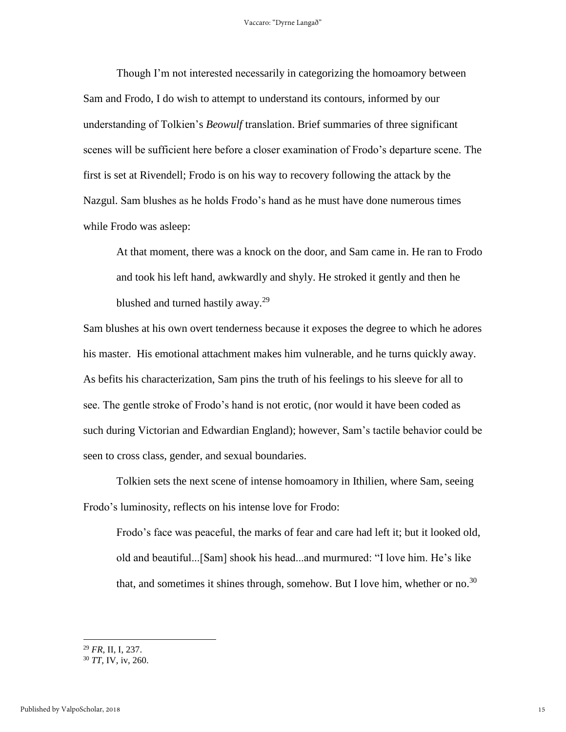Though I'm not interested necessarily in categorizing the homoamory between Sam and Frodo, I do wish to attempt to understand its contours, informed by our understanding of Tolkien's *Beowulf* translation. Brief summaries of three significant scenes will be sufficient here before a closer examination of Frodo's departure scene. The first is set at Rivendell; Frodo is on his way to recovery following the attack by the Nazgul. Sam blushes as he holds Frodo's hand as he must have done numerous times while Frodo was asleep:

> At that moment, there was a knock on the door, and Sam came in. He ran to Frodo and took his left hand, awkwardly and shyly. He stroked it gently and then he blushed and turned hastily away.[29]

Sam blushes at his own overt tenderness because it exposes the degree to which he adores his master. His emotional attachment makes him vulnerable, and he turns quickly away. As befits his characterization, Sam pins the truth of his feelings to his sleeve for all to see. The gentle stroke of Frodo's hand is not erotic, (nor would it have been coded as such during Victorian and Edwardian England); however, Sam's tactile behavior could be seen to cross class, gender, and sexual boundaries.

Tolkien sets the next scene of intense homoamory in Ithilien, where Sam, seeing Frodo's luminosity, reflects on his intense love for Frodo:

> Frodo's face was peaceful, the marks of fear and care had left it; but it looked old, old and beautiful...[Sam] shook his head...and murmured: "I love him. He's like that, and sometimes it shines through, somehow. But I love him, whether or no.[30]

---

[29] *FR*, II, I, 237.

[30] *TT*, IV, iv, 260.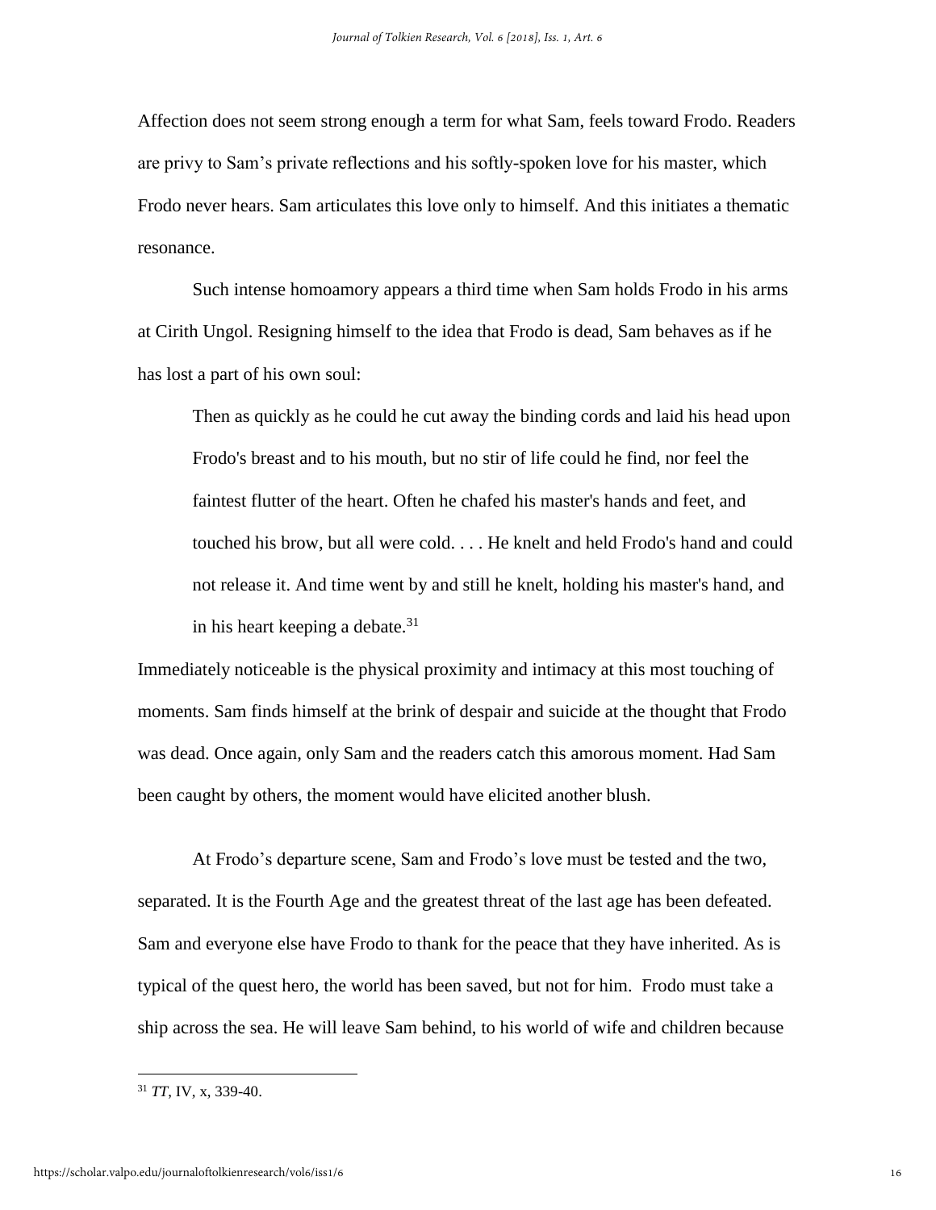Affection does not seem strong enough a term for what Sam, feels toward Frodo. Readers are privy to Sam's private reflections and his softly-spoken love for his master, which Frodo never hears. Sam articulates this love only to himself. And this initiates a thematic resonance.

Such intense homoamory appears a third time when Sam holds Frodo in his arms at Cirith Ungol. Resigning himself to the idea that Frodo is dead, Sam behaves as if he has lost a part of his own soul:

> Then as quickly as he could he cut away the binding cords and laid his head upon Frodo's breast and to his mouth, but no stir of life could he find, nor feel the faintest flutter of the heart. Often he chafed his master's hands and feet, and touched his brow, but all were cold. . . . He knelt and held Frodo's hand and could not release it. And time went by and still he knelt, holding his master's hand, and in his heart keeping a debate.[31]

Immediately noticeable is the physical proximity and intimacy at this most touching of moments. Sam finds himself at the brink of despair and suicide at the thought that Frodo was dead. Once again, only Sam and the readers catch this amorous moment. Had Sam been caught by others, the moment would have elicited another blush.

At Frodo's departure scene, Sam and Frodo's love must be tested and the two, separated. It is the Fourth Age and the greatest threat of the last age has been defeated. Sam and everyone else have Frodo to thank for the peace that they have inherited. As is typical of the quest hero, the world has been saved, but not for him. Frodo must take a ship across the sea. He will leave Sam behind, to his world of wife and children because

---

[31] *TT*, IV, x, 339-40.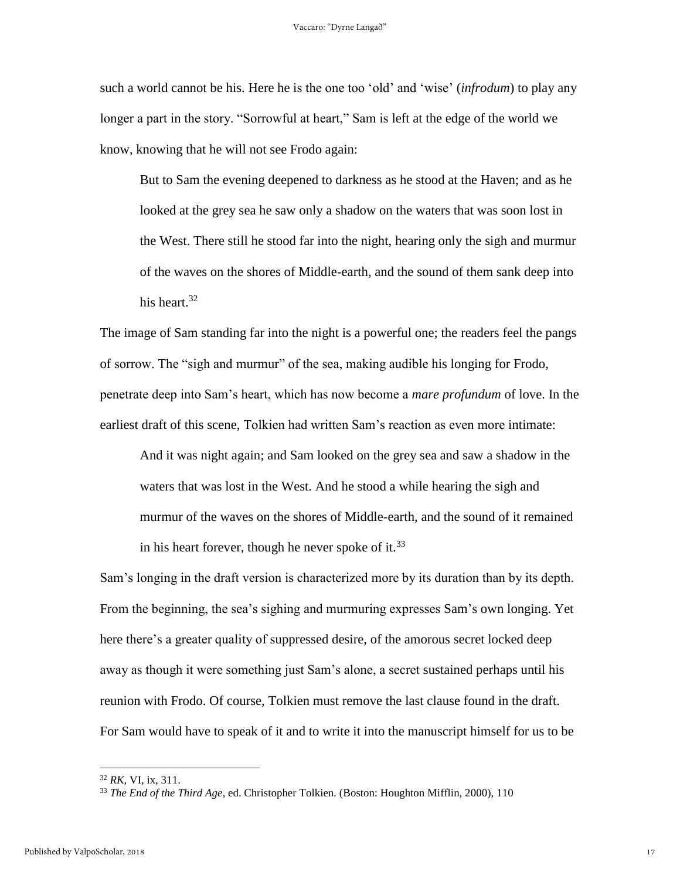such a world cannot be his. Here he is the one too 'old' and 'wise' (*infrodum*) to play any longer a part in the story. "Sorrowful at heart," Sam is left at the edge of the world we know, knowing that he will not see Frodo again:

> But to Sam the evening deepened to darkness as he stood at the Haven; and as he looked at the grey sea he saw only a shadow on the waters that was soon lost in the West. There still he stood far into the night, hearing only the sigh and murmur of the waves on the shores of Middle-earth, and the sound of them sank deep into his heart.[32]

The image of Sam standing far into the night is a powerful one; the readers feel the pangs of sorrow. The "sigh and murmur" of the sea, making audible his longing for Frodo, penetrate deep into Sam's heart, which has now become a *mare profundum* of love. In the earliest draft of this scene, Tolkien had written Sam's reaction as even more intimate:

> And it was night again; and Sam looked on the grey sea and saw a shadow in the waters that was lost in the West. And he stood a while hearing the sigh and murmur of the waves on the shores of Middle-earth, and the sound of it remained in his heart forever, though he never spoke of it.[33]

Sam's longing in the draft version is characterized more by its duration than by its depth. From the beginning, the sea's sighing and murmuring expresses Sam's own longing. Yet here there's a greater quality of suppressed desire, of the amorous secret locked deep away as though it were something just Sam's alone, a secret sustained perhaps until his reunion with Frodo. Of course, Tolkien must remove the last clause found in the draft. For Sam would have to speak of it and to write it into the manuscript himself for us to be

---

[32] *RK,* VI, ix, 311.

[33] *The End of the Third Age,* ed. Christopher Tolkien. (Boston: Houghton Mifflin, 2000), 110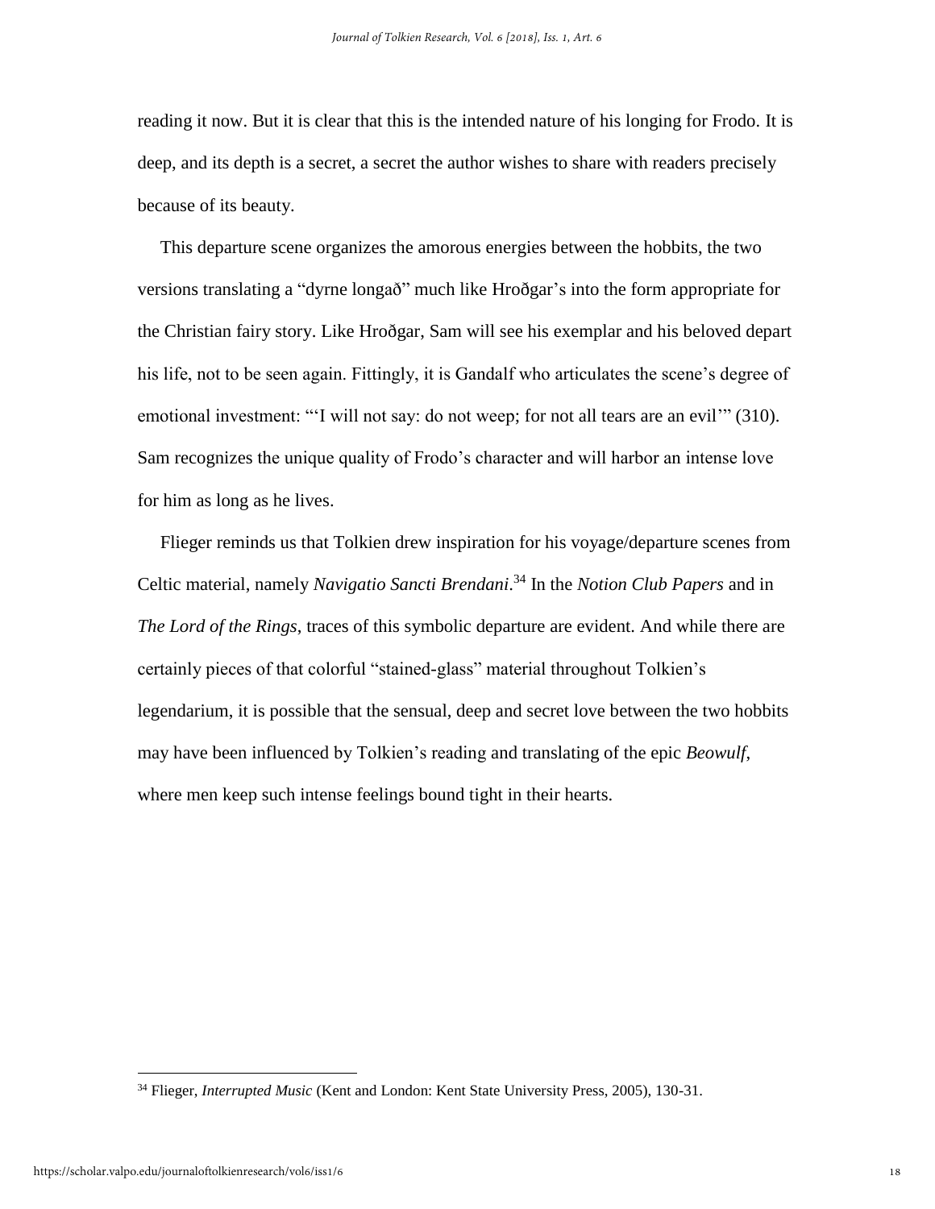reading it now. But it is clear that this is the intended nature of his longing for Frodo. It is deep, and its depth is a secret, a secret the author wishes to share with readers precisely because of its beauty.

This departure scene organizes the amorous energies between the hobbits, the two versions translating a "dyrne longað" much like Hroðgar's into the form appropriate for the Christian fairy story. Like Hroðgar, Sam will see his exemplar and his beloved depart his life, not to be seen again. Fittingly, it is Gandalf who articulates the scene's degree of emotional investment: "'I will not say: do not weep; for not all tears are an evil'" (310). Sam recognizes the unique quality of Frodo's character and will harbor an intense love for him as long as he lives.

Flieger reminds us that Tolkien drew inspiration for his voyage/departure scenes from Celtic material, namely *Navigatio Sancti Brendani*.[34] In the *Notion Club Papers* and in *The Lord of the Rings*, traces of this symbolic departure are evident. And while there are certainly pieces of that colorful "stained-glass" material throughout Tolkien's legendarium, it is possible that the sensual, deep and secret love between the two hobbits may have been influenced by Tolkien's reading and translating of the epic *Beowulf*, where men keep such intense feelings bound tight in their hearts.

---

[34] Flieger, *Interrupted Music* (Kent and London: Kent State University Press, 2005), 130-31.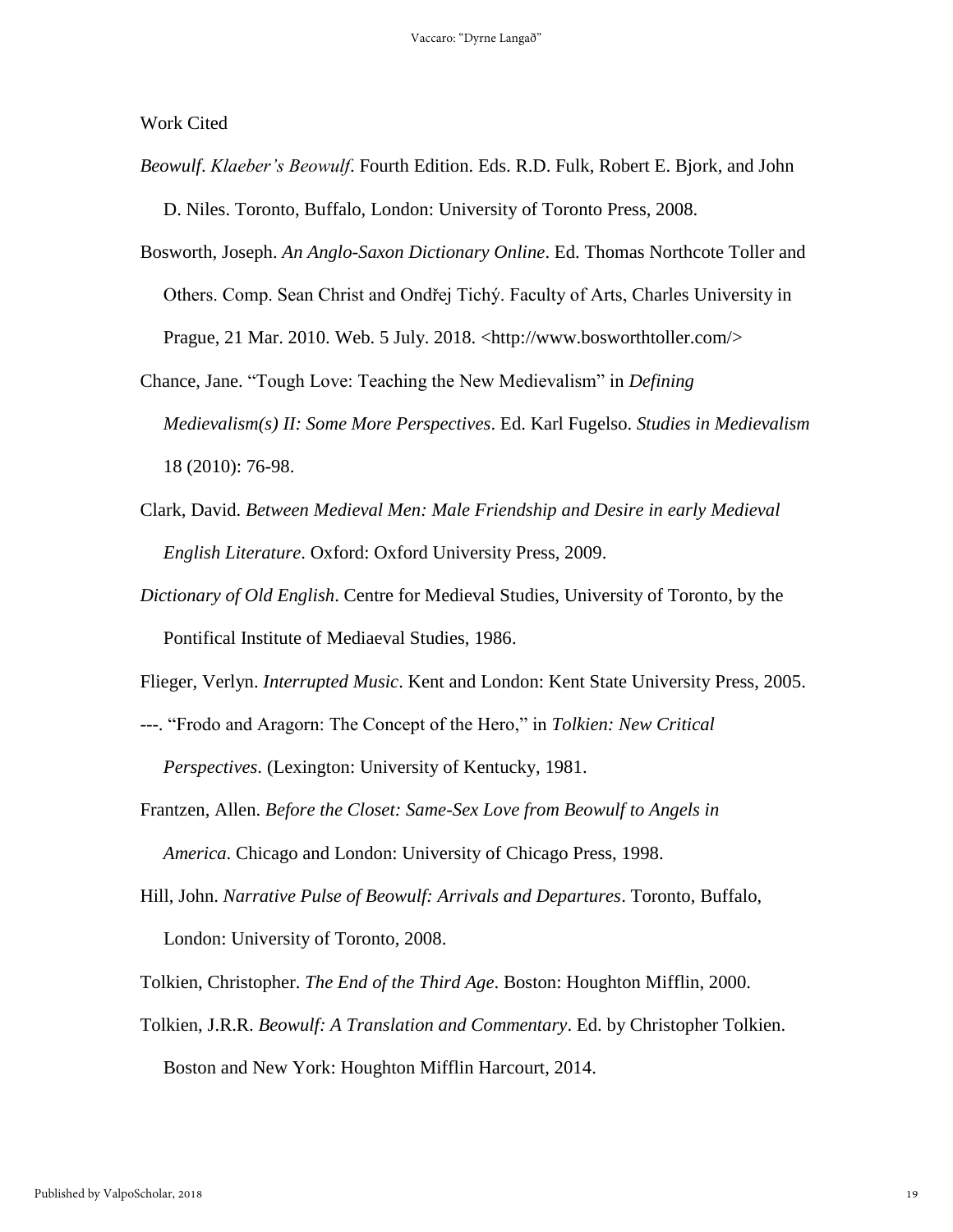Work Cited

*Beowulf*. *Klaeber's Beowulf*. Fourth Edition. Eds. R.D. Fulk, Robert E. Bjork, and John D. Niles. Toronto, Buffalo, London: University of Toronto Press, 2008.

Bosworth, Joseph. *An Anglo-Saxon Dictionary Online*. Ed. Thomas Northcote Toller and Others. Comp. Sean Christ and Ondřej Tichý. Faculty of Arts, Charles University in Prague, 21 Mar. 2010. Web. 5 July. 2018. <http://www.bosworthtoller.com/>

Chance, Jane. "Tough Love: Teaching the New Medievalism" in *Defining Medievalism(s) II: Some More Perspectives*. Ed. Karl Fugelso. *Studies in Medievalism* 18 (2010): 76-98.

Clark, David. *Between Medieval Men: Male Friendship and Desire in early Medieval English Literature*. Oxford: Oxford University Press, 2009.

*Dictionary of Old English*. Centre for Medieval Studies, University of Toronto, by the Pontifical Institute of Mediaeval Studies, 1986.

Flieger, Verlyn. *Interrupted Music*. Kent and London: Kent State University Press, 2005.

---. "Frodo and Aragorn: The Concept of the Hero," in *Tolkien: New Critical Perspectives*. (Lexington: University of Kentucky, 1981.

Frantzen, Allen. *Before the Closet: Same-Sex Love from Beowulf to Angels in America*. Chicago and London: University of Chicago Press, 1998.

Hill, John. *Narrative Pulse of Beowulf: Arrivals and Departures*. Toronto, Buffalo, London: University of Toronto, 2008.

Tolkien, Christopher. *The End of the Third Age*. Boston: Houghton Mifflin, 2000.

Tolkien, J.R.R. *Beowulf: A Translation and Commentary*. Ed. by Christopher Tolkien. Boston and New York: Houghton Mifflin Harcourt, 2014.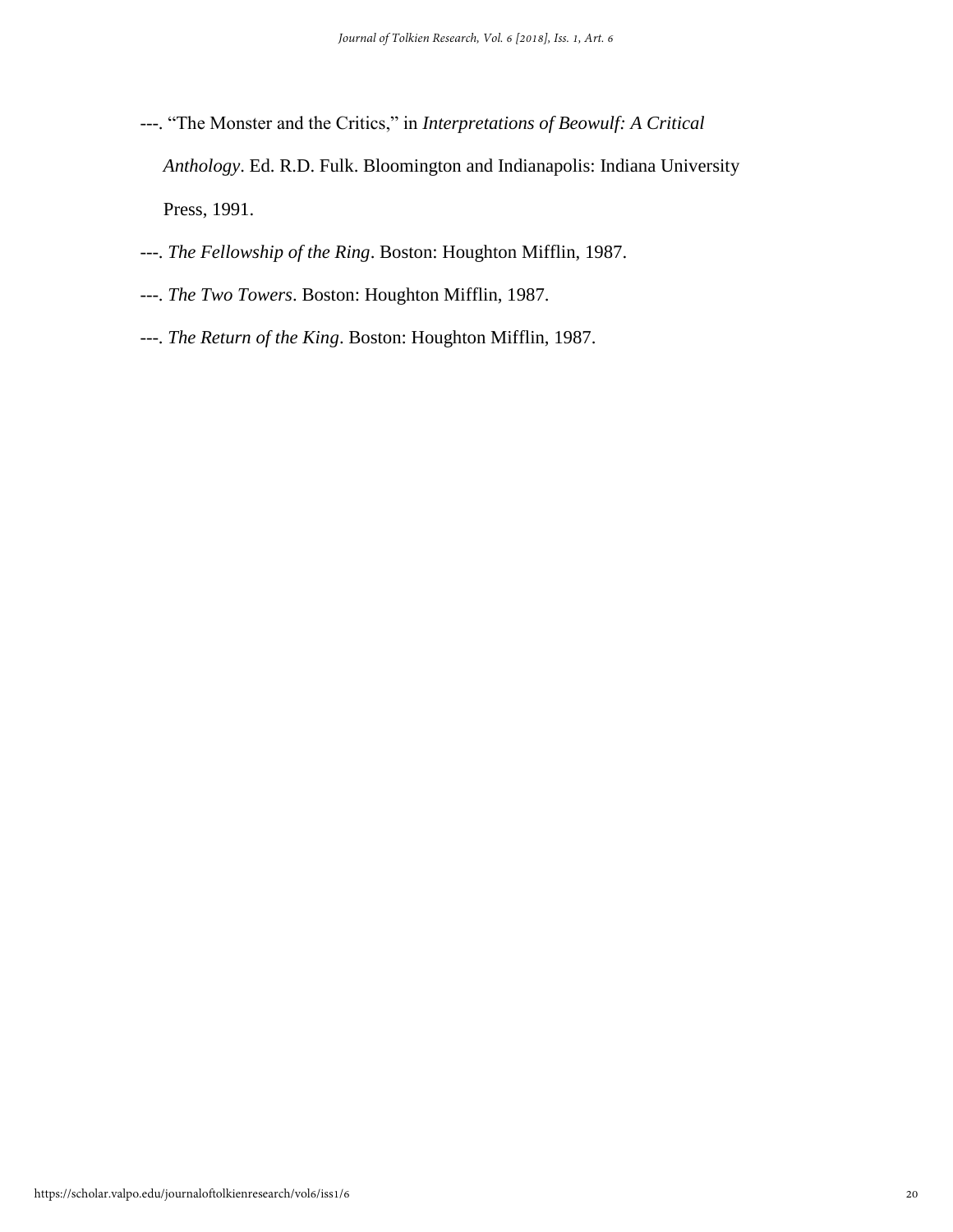---. "The Monster and the Critics," in *Interpretations of Beowulf: A Critical Anthology*. Ed. R.D. Fulk. Bloomington and Indianapolis: Indiana University Press, 1991.

---. *The Fellowship of the Ring*. Boston: Houghton Mifflin, 1987.

---. *The Two Towers*. Boston: Houghton Mifflin, 1987.

---. *The Return of the King*. Boston: Houghton Mifflin, 1987.